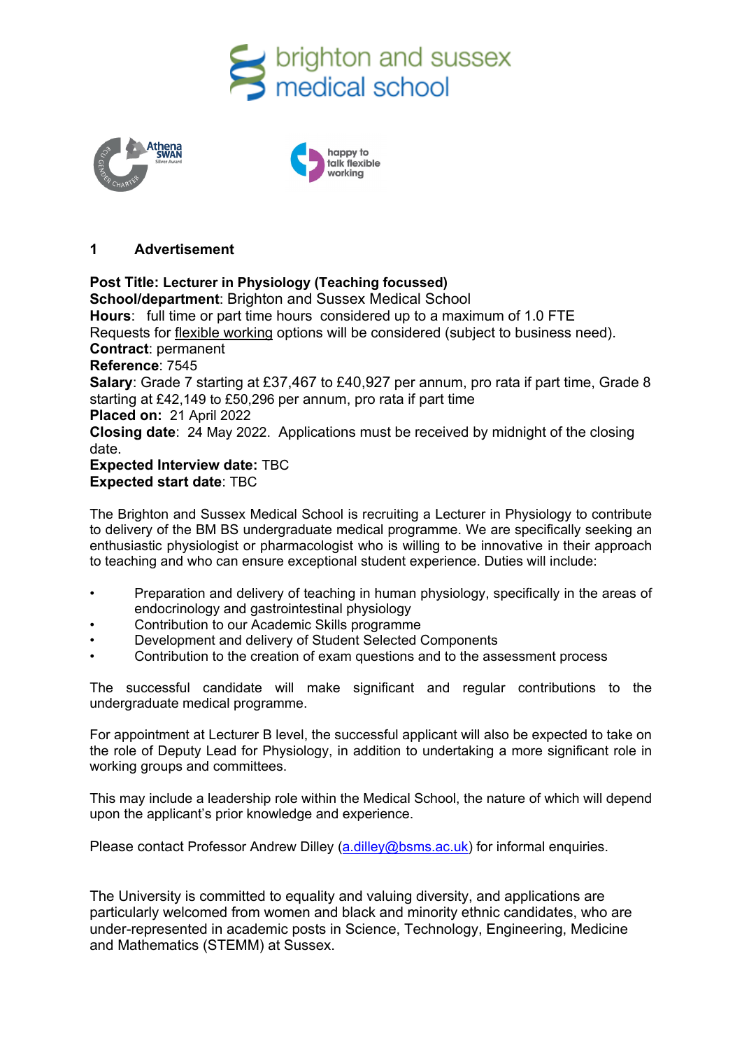brighton and sussex medical school

## 1 Advertisement

**Post Title: Lecturer in Physiology (Teaching focussed)**
**School/department**: Brighton and Sussex Medical School
**Hours**: full time or part time hours considered up to a maximum of 1.0 FTE
Requests for flexible working options will be considered (subject to business need).
**Contract**: permanent
**Reference**: 7545
**Salary**: Grade 7 starting at £37,467 to £40,927 per annum, pro rata if part time, Grade 8 starting at £42,149 to £50,296 per annum, pro rata if part time
**Placed on:** 21 April 2022
**Closing date**: 24 May 2022. Applications must be received by midnight of the closing date.
**Expected Interview date:** TBC
**Expected start date**: TBC

The Brighton and Sussex Medical School is recruiting a Lecturer in Physiology to contribute to delivery of the BM BS undergraduate medical programme. We are specifically seeking an enthusiastic physiologist or pharmacologist who is willing to be innovative in their approach to teaching and who can ensure exceptional student experience. Duties will include:

- Preparation and delivery of teaching in human physiology, specifically in the areas of endocrinology and gastrointestinal physiology
- Contribution to our Academic Skills programme
- Development and delivery of Student Selected Components
- Contribution to the creation of exam questions and to the assessment process

The successful candidate will make significant and regular contributions to the undergraduate medical programme.

For appointment at Lecturer B level, the successful applicant will also be expected to take on the role of Deputy Lead for Physiology, in addition to undertaking a more significant role in working groups and committees.

This may include a leadership role within the Medical School, the nature of which will depend upon the applicant's prior knowledge and experience.

Please contact Professor Andrew Dilley (a.dilley@bsms.ac.uk) for informal enquiries.

The University is committed to equality and valuing diversity, and applications are particularly welcomed from women and black and minority ethnic candidates, who are under-represented in academic posts in Science, Technology, Engineering, Medicine and Mathematics (STEMM) at Sussex.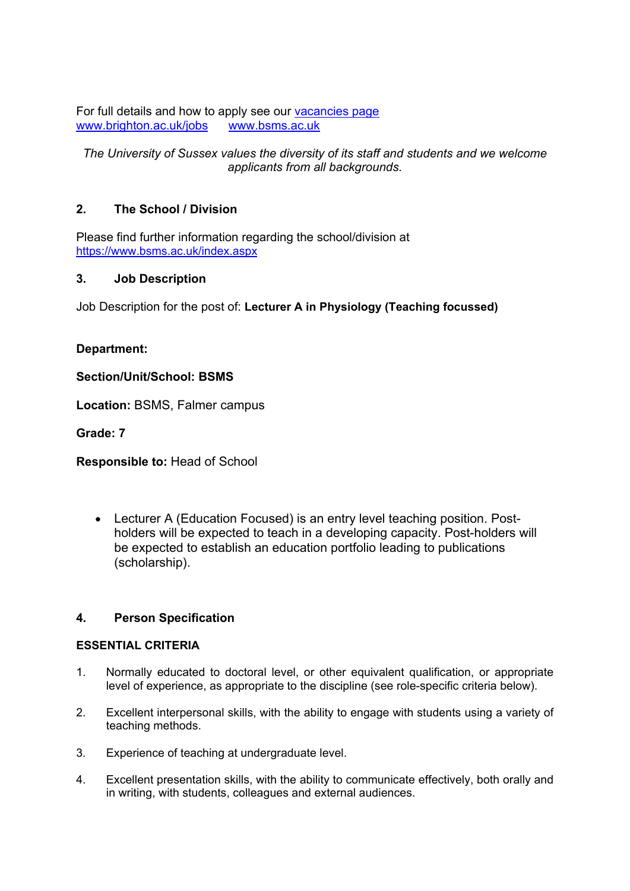For full details and how to apply see our [vacancies page](www.brighton.ac.uk/jobs)
[www.brighton.ac.uk/jobs](www.brighton.ac.uk/jobs)    [www.bsms.ac.uk](www.bsms.ac.uk)

*The University of Sussex values the diversity of its staff and students and we welcome applicants from all backgrounds.*

## 2. The School / Division

Please find further information regarding the school/division at
[https://www.bsms.ac.uk/index.aspx](https://www.bsms.ac.uk/index.aspx)

## 3. Job Description

Job Description for the post of: **Lecturer A in Physiology (Teaching focussed)**

**Department:**

**Section/Unit/School: BSMS**

**Location:** BSMS, Falmer campus

**Grade: 7**

**Responsible to:** Head of School

- Lecturer A (Education Focused) is an entry level teaching position. Post-holders will be expected to teach in a developing capacity. Post-holders will be expected to establish an education portfolio leading to publications (scholarship).

## 4. Person Specification

**ESSENTIAL CRITERIA**

1. Normally educated to doctoral level, or other equivalent qualification, or appropriate level of experience, as appropriate to the discipline (see role-specific criteria below).
2. Excellent interpersonal skills, with the ability to engage with students using a variety of teaching methods.
3. Experience of teaching at undergraduate level.
4. Excellent presentation skills, with the ability to communicate effectively, both orally and in writing, with students, colleagues and external audiences.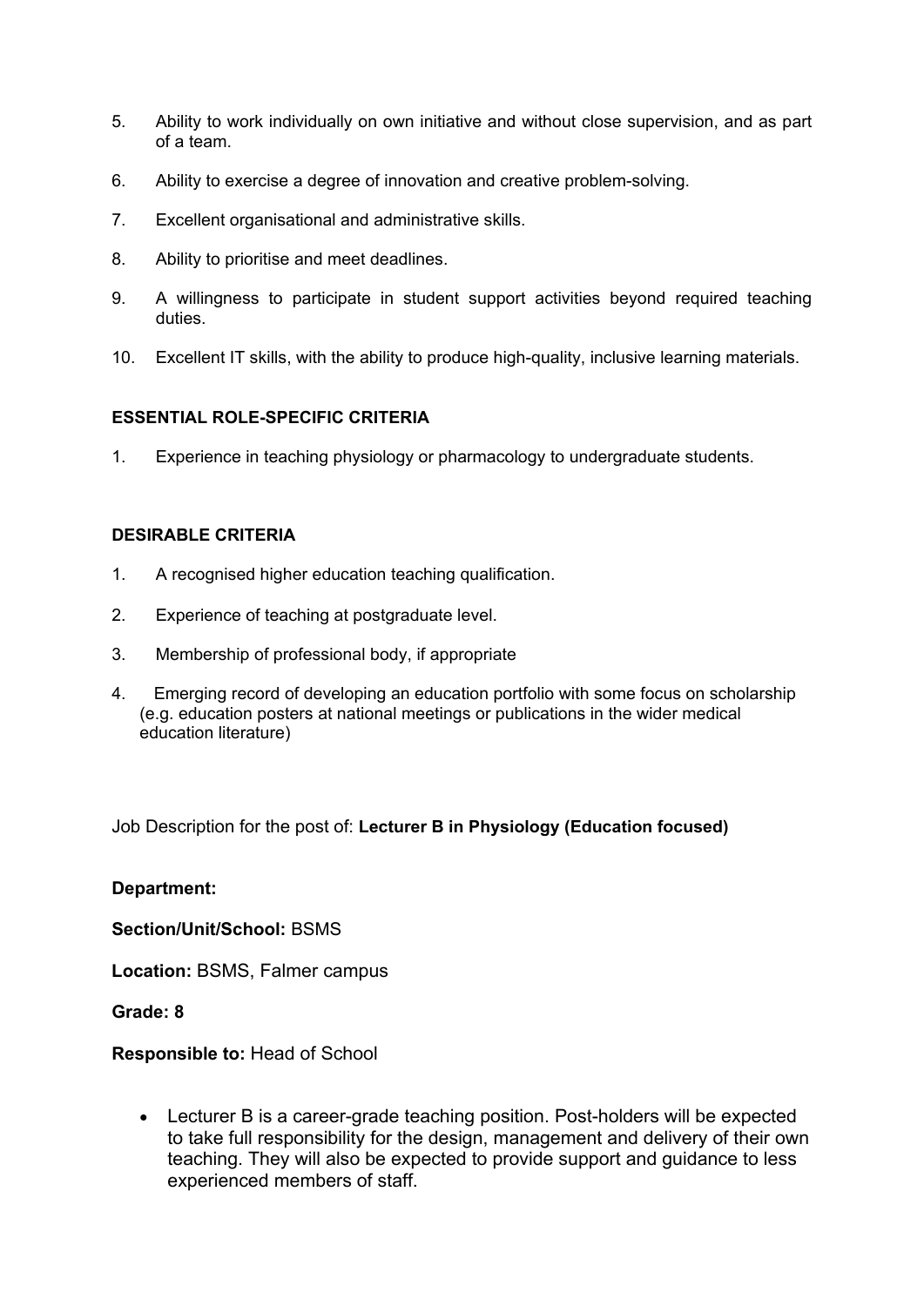5. Ability to work individually on own initiative and without close supervision, and as part of a team.

6. Ability to exercise a degree of innovation and creative problem-solving.

7. Excellent organisational and administrative skills.

8. Ability to prioritise and meet deadlines.

9. A willingness to participate in student support activities beyond required teaching duties.

10. Excellent IT skills, with the ability to produce high-quality, inclusive learning materials.

**ESSENTIAL ROLE-SPECIFIC CRITERIA**

1. Experience in teaching physiology or pharmacology to undergraduate students.

**DESIRABLE CRITERIA**

1. A recognised higher education teaching qualification.

2. Experience of teaching at postgraduate level.

3. Membership of professional body, if appropriate

4. Emerging record of developing an education portfolio with some focus on scholarship (e.g. education posters at national meetings or publications in the wider medical education literature)

Job Description for the post of: **Lecturer B in Physiology (Education focused)**

**Department:**

**Section/Unit/School:** BSMS

**Location:** BSMS, Falmer campus

**Grade: 8**

**Responsible to:** Head of School

- Lecturer B is a career-grade teaching position. Post-holders will be expected to take full responsibility for the design, management and delivery of their own teaching. They will also be expected to provide support and guidance to less experienced members of staff.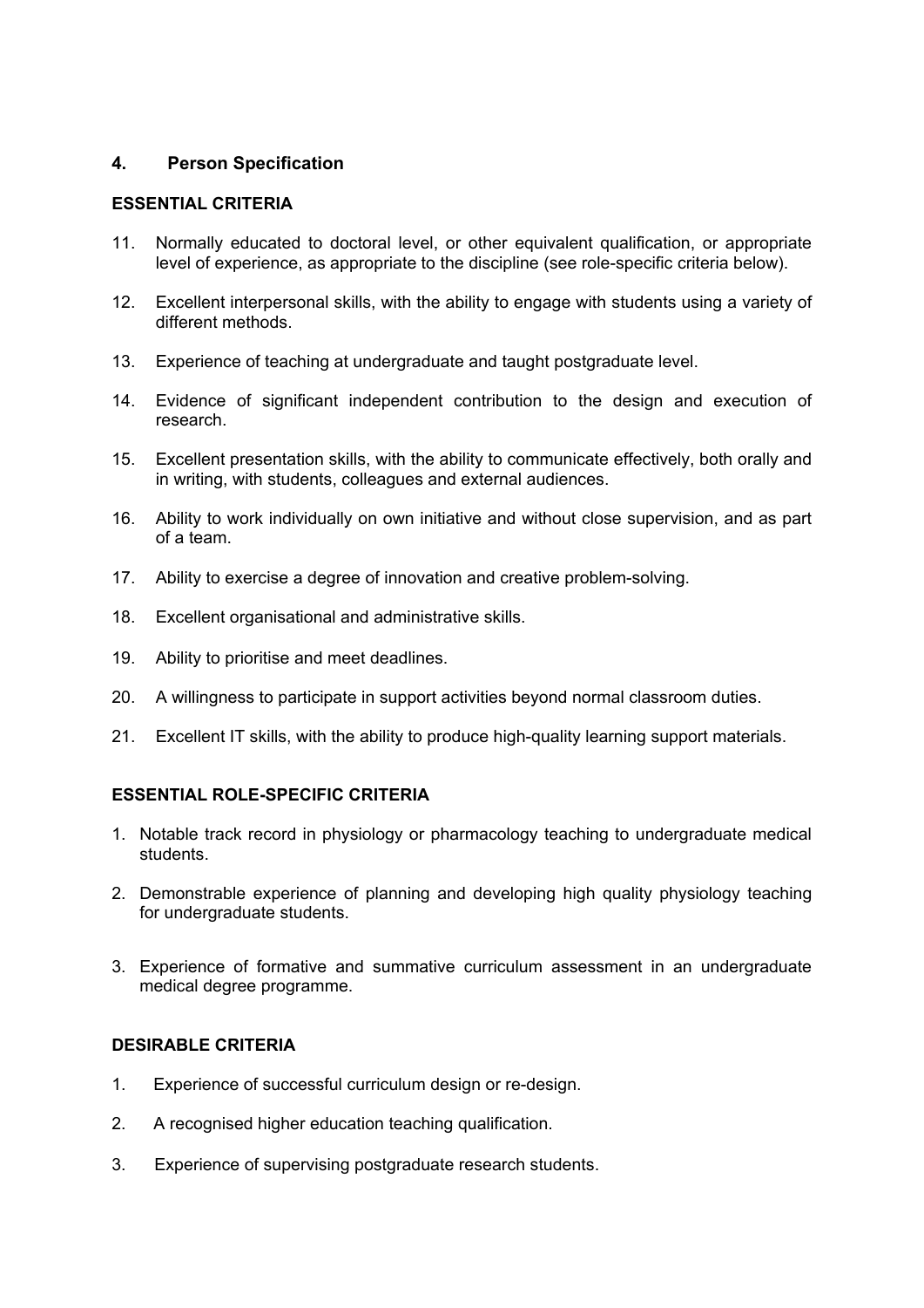## 4. Person Specification

### ESSENTIAL CRITERIA

11. Normally educated to doctoral level, or other equivalent qualification, or appropriate level of experience, as appropriate to the discipline (see role-specific criteria below).
12. Excellent interpersonal skills, with the ability to engage with students using a variety of different methods.
13. Experience of teaching at undergraduate and taught postgraduate level.
14. Evidence of significant independent contribution to the design and execution of research.
15. Excellent presentation skills, with the ability to communicate effectively, both orally and in writing, with students, colleagues and external audiences.
16. Ability to work individually on own initiative and without close supervision, and as part of a team.
17. Ability to exercise a degree of innovation and creative problem-solving.
18. Excellent organisational and administrative skills.
19. Ability to prioritise and meet deadlines.
20. A willingness to participate in support activities beyond normal classroom duties.
21. Excellent IT skills, with the ability to produce high-quality learning support materials.

### ESSENTIAL ROLE-SPECIFIC CRITERIA

1. Notable track record in physiology or pharmacology teaching to undergraduate medical students.
2. Demonstrable experience of planning and developing high quality physiology teaching for undergraduate students.
3. Experience of formative and summative curriculum assessment in an undergraduate medical degree programme.

### DESIRABLE CRITERIA

1. Experience of successful curriculum design or re-design.
2. A recognised higher education teaching qualification.
3. Experience of supervising postgraduate research students.